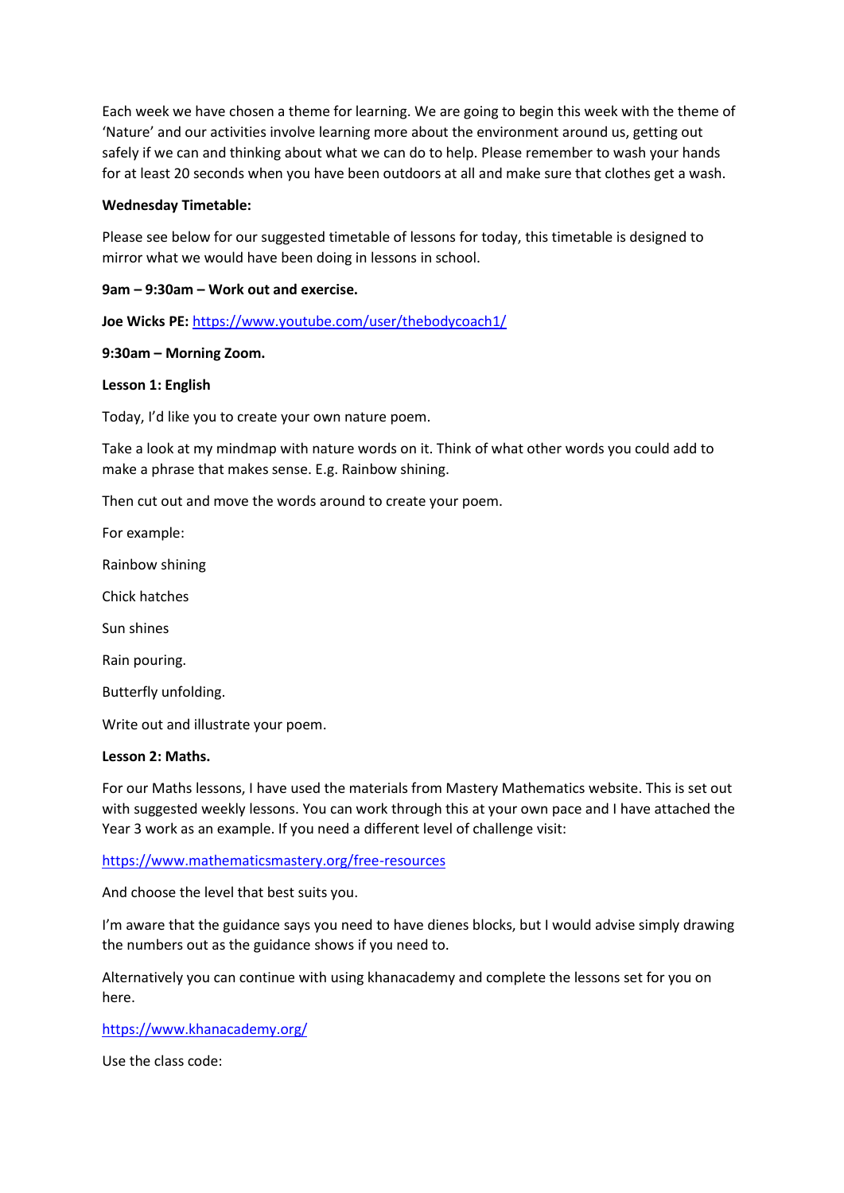Each week we have chosen a theme for learning. We are going to begin this week with the theme of 'Nature' and our activities involve learning more about the environment around us, getting out safely if we can and thinking about what we can do to help. Please remember to wash your hands for at least 20 seconds when you have been outdoors at all and make sure that clothes get a wash.

**Wednesday Timetable:**

Please see below for our suggested timetable of lessons for today, this timetable is designed to mirror what we would have been doing in lessons in school.

**9am – 9:30am – Work out and exercise.**

**Joe Wicks PE:** https://www.youtube.com/user/thebodycoach1/

**9:30am – Morning Zoom.**

**Lesson 1: English**

Today, I'd like you to create your own nature poem.

Take a look at my mindmap with nature words on it. Think of what other words you could add to make a phrase that makes sense. E.g. Rainbow shining.

Then cut out and move the words around to create your poem.

For example:

Rainbow shining

Chick hatches

Sun shines

Rain pouring.

Butterfly unfolding.

Write out and illustrate your poem.

**Lesson 2: Maths.**

For our Maths lessons, I have used the materials from Mastery Mathematics website. This is set out with suggested weekly lessons. You can work through this at your own pace and I have attached the Year 3 work as an example. If you need a different level of challenge visit:

https://www.mathematicsmastery.org/free-resources

And choose the level that best suits you.

I'm aware that the guidance says you need to have dienes blocks, but I would advise simply drawing the numbers out as the guidance shows if you need to.

Alternatively you can continue with using khanacademy and complete the lessons set for you on here.

https://www.khanacademy.org/

Use the class code: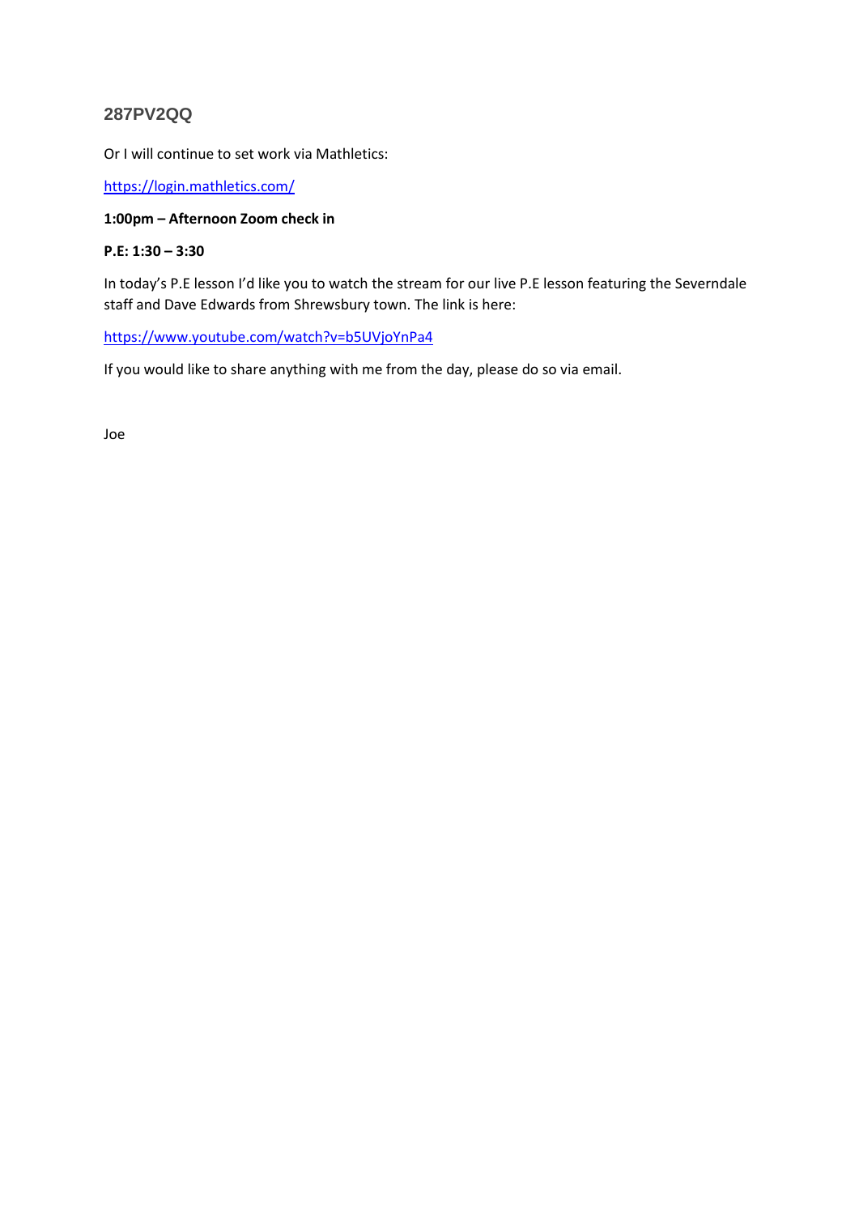### 287PV2QQ

Or I will continue to set work via Mathletics:

https://login.mathletics.com/

**1:00pm – Afternoon Zoom check in**

**P.E: 1:30 – 3:30**

In today's P.E lesson I'd like you to watch the stream for our live P.E lesson featuring the Severndale staff and Dave Edwards from Shrewsbury town. The link is here:

https://www.youtube.com/watch?v=b5UVjoYnPa4

If you would like to share anything with me from the day, please do so via email.

Joe